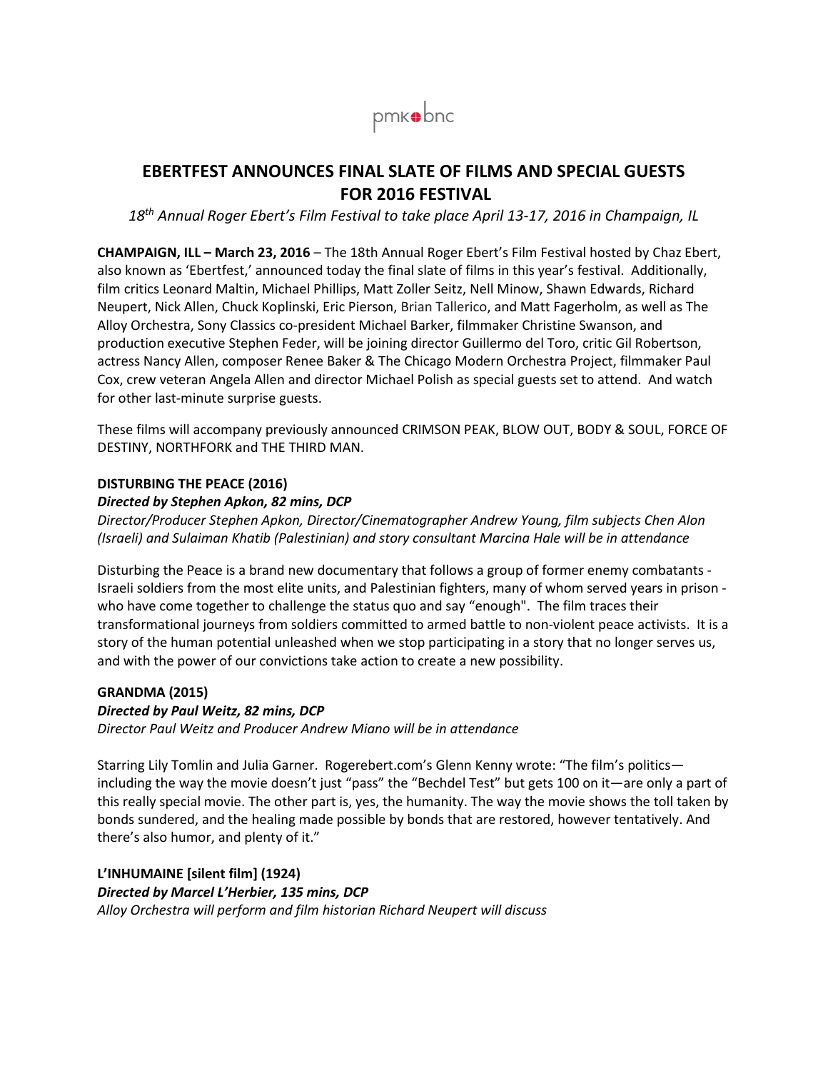pmk•bnc

# EBERTFEST ANNOUNCES FINAL SLATE OF FILMS AND SPECIAL GUESTS FOR 2016 FESTIVAL

*18th Annual Roger Ebert's Film Festival to take place April 13-17, 2016 in Champaign, IL*

**CHAMPAIGN, ILL – March 23, 2016** – The 18th Annual Roger Ebert's Film Festival hosted by Chaz Ebert, also known as 'Ebertfest,' announced today the final slate of films in this year's festival. Additionally, film critics Leonard Maltin, Michael Phillips, Matt Zoller Seitz, Nell Minow, Shawn Edwards, Richard Neupert, Nick Allen, Chuck Koplinski, Eric Pierson, Brian Tallerico, and Matt Fagerholm, as well as The Alloy Orchestra, Sony Classics co-president Michael Barker, filmmaker Christine Swanson, and production executive Stephen Feder, will be joining director Guillermo del Toro, critic Gil Robertson, actress Nancy Allen, composer Renee Baker & The Chicago Modern Orchestra Project, filmmaker Paul Cox, crew veteran Angela Allen and director Michael Polish as special guests set to attend. And watch for other last-minute surprise guests.

These films will accompany previously announced CRIMSON PEAK, BLOW OUT, BODY & SOUL, FORCE OF DESTINY, NORTHFORK and THE THIRD MAN.

**DISTURBING THE PEACE (2016)**

***Directed by Stephen Apkon, 82 mins, DCP***

*Director/Producer Stephen Apkon, Director/Cinematographer Andrew Young, film subjects Chen Alon (Israeli) and Sulaiman Khatib (Palestinian) and story consultant Marcina Hale will be in attendance*

Disturbing the Peace is a brand new documentary that follows a group of former enemy combatants - Israeli soldiers from the most elite units, and Palestinian fighters, many of whom served years in prison - who have come together to challenge the status quo and say "enough". The film traces their transformational journeys from soldiers committed to armed battle to non-violent peace activists. It is a story of the human potential unleashed when we stop participating in a story that no longer serves us, and with the power of our convictions take action to create a new possibility.

**GRANDMA (2015)**

***Directed by Paul Weitz, 82 mins, DCP***

*Director Paul Weitz and Producer Andrew Miano will be in attendance*

Starring Lily Tomlin and Julia Garner. Rogerebert.com's Glenn Kenny wrote: "The film's politics—including the way the movie doesn't just "pass" the "Bechdel Test" but gets 100 on it—are only a part of this really special movie. The other part is, yes, the humanity. The way the movie shows the toll taken by bonds sundered, and the healing made possible by bonds that are restored, however tentatively. And there's also humor, and plenty of it."

**L'INHUMAINE [silent film] (1924)**

***Directed by Marcel L'Herbier, 135 mins, DCP***

*Alloy Orchestra will perform and film historian Richard Neupert will discuss*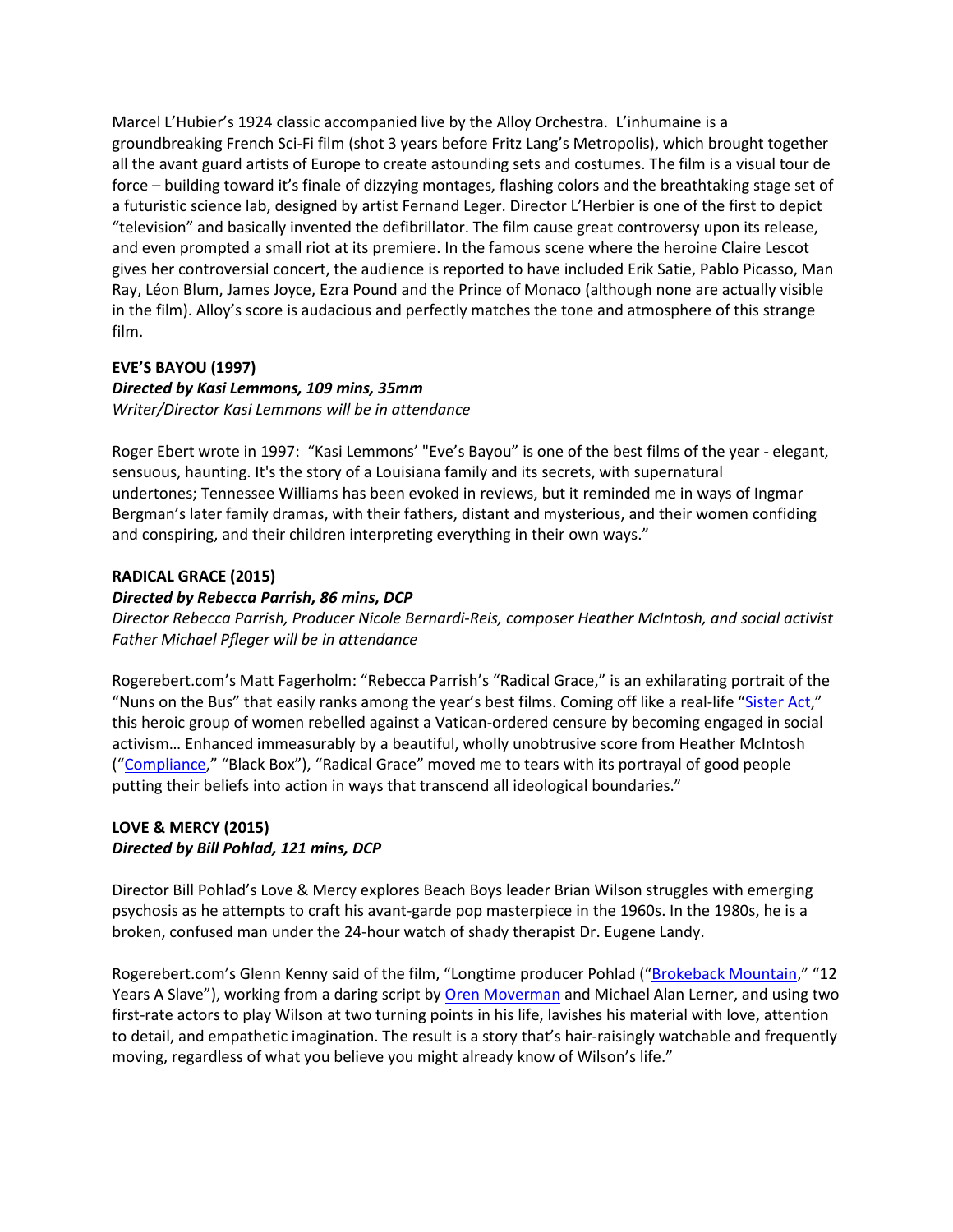Marcel L'Hubier's 1924 classic accompanied live by the Alloy Orchestra. L'inhumaine is a groundbreaking French Sci-Fi film (shot 3 years before Fritz Lang's Metropolis), which brought together all the avant guard artists of Europe to create astounding sets and costumes. The film is a visual tour de force – building toward it's finale of dizzying montages, flashing colors and the breathtaking stage set of a futuristic science lab, designed by artist Fernand Leger. Director L'Herbier is one of the first to depict "television" and basically invented the defibrillator. The film cause great controversy upon its release, and even prompted a small riot at its premiere. In the famous scene where the heroine Claire Lescot gives her controversial concert, the audience is reported to have included Erik Satie, Pablo Picasso, Man Ray, Léon Blum, James Joyce, Ezra Pound and the Prince of Monaco (although none are actually visible in the film). Alloy's score is audacious and perfectly matches the tone and atmosphere of this strange film.

**EVE'S BAYOU (1997)**

***Directed by Kasi Lemmons, 109 mins, 35mm***

*Writer/Director Kasi Lemmons will be in attendance*

Roger Ebert wrote in 1997: "Kasi Lemmons' "Eve's Bayou" is one of the best films of the year - elegant, sensuous, haunting. It's the story of a Louisiana family and its secrets, with supernatural undertones; Tennessee Williams has been evoked in reviews, but it reminded me in ways of Ingmar Bergman's later family dramas, with their fathers, distant and mysterious, and their women confiding and conspiring, and their children interpreting everything in their own ways."

**RADICAL GRACE (2015)**

***Directed by Rebecca Parrish, 86 mins, DCP***

*Director Rebecca Parrish, Producer Nicole Bernardi-Reis, composer Heather McIntosh, and social activist Father Michael Pfleger will be in attendance*

Rogerebert.com's Matt Fagerholm: "Rebecca Parrish's "Radical Grace," is an exhilarating portrait of the "Nuns on the Bus" that easily ranks among the year's best films. Coming off like a real-life "Sister Act," this heroic group of women rebelled against a Vatican-ordered censure by becoming engaged in social activism… Enhanced immeasurably by a beautiful, wholly unobtrusive score from Heather McIntosh ("Compliance," "Black Box"), "Radical Grace" moved me to tears with its portrayal of good people putting their beliefs into action in ways that transcend all ideological boundaries."

**LOVE & MERCY (2015)**

***Directed by Bill Pohlad, 121 mins, DCP***

Director Bill Pohlad's Love & Mercy explores Beach Boys leader Brian Wilson struggles with emerging psychosis as he attempts to craft his avant-garde pop masterpiece in the 1960s. In the 1980s, he is a broken, confused man under the 24-hour watch of shady therapist Dr. Eugene Landy.

Rogerebert.com's Glenn Kenny said of the film, "Longtime producer Pohlad ("Brokeback Mountain," "12 Years A Slave"), working from a daring script by Oren Moverman and Michael Alan Lerner, and using two first-rate actors to play Wilson at two turning points in his life, lavishes his material with love, attention to detail, and empathetic imagination. The result is a story that's hair-raisingly watchable and frequently moving, regardless of what you believe you might already know of Wilson's life."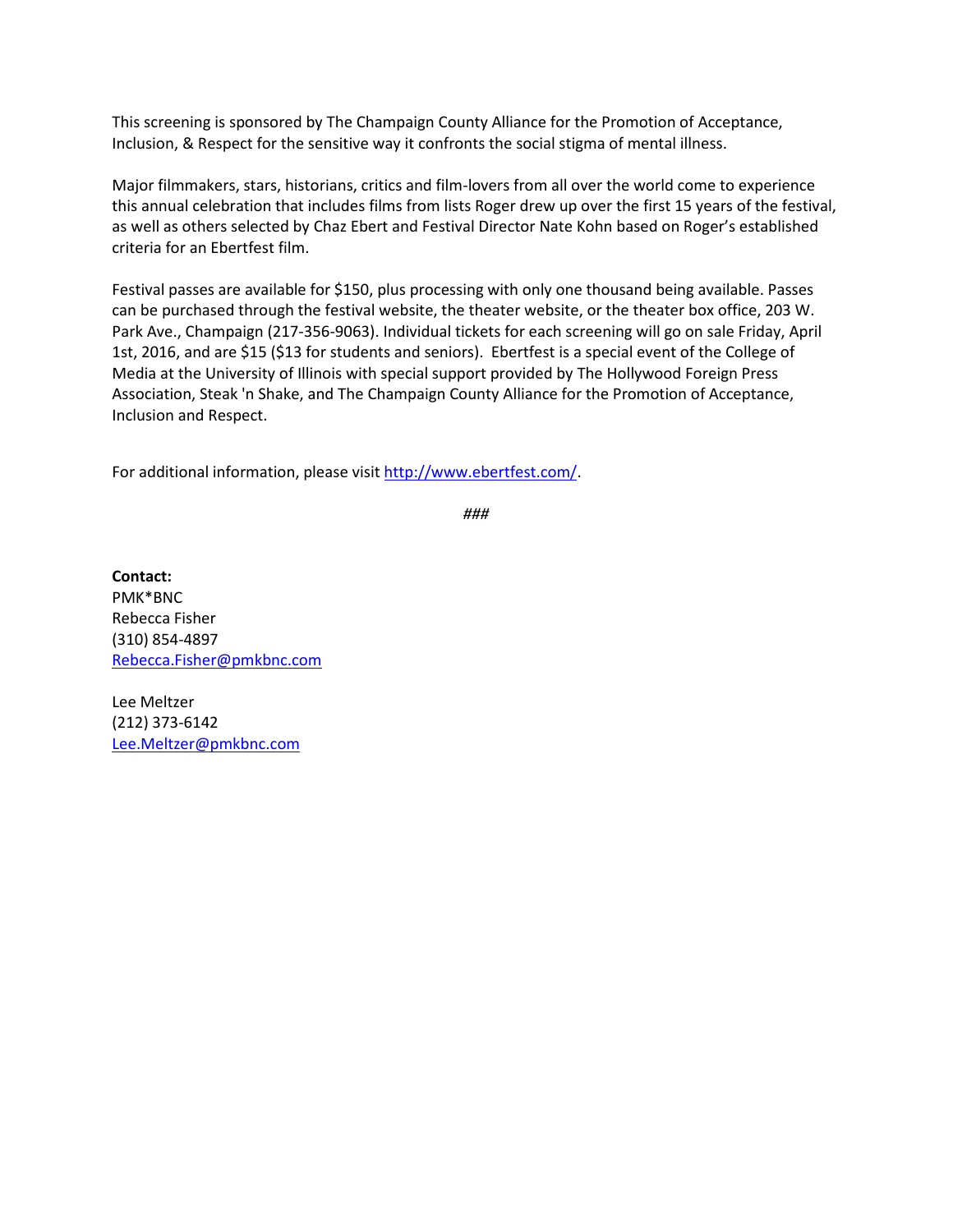This screening is sponsored by The Champaign County Alliance for the Promotion of Acceptance, Inclusion, & Respect for the sensitive way it confronts the social stigma of mental illness.

Major filmmakers, stars, historians, critics and film-lovers from all over the world come to experience this annual celebration that includes films from lists Roger drew up over the first 15 years of the festival, as well as others selected by Chaz Ebert and Festival Director Nate Kohn based on Roger's established criteria for an Ebertfest film.

Festival passes are available for $150, plus processing with only one thousand being available. Passes can be purchased through the festival website, the theater website, or the theater box office, 203 W. Park Ave., Champaign (217-356-9063). Individual tickets for each screening will go on sale Friday, April 1st, 2016, and are $15 ($13 for students and seniors). Ebertfest is a special event of the College of Media at the University of Illinois with special support provided by The Hollywood Foreign Press Association, Steak 'n Shake, and The Champaign County Alliance for the Promotion of Acceptance, Inclusion and Respect.

For additional information, please visit http://www.ebertfest.com/.

###

**Contact:**
PMK*BNC
Rebecca Fisher
(310) 854-4897
Rebecca.Fisher@pmkbnc.com

Lee Meltzer
(212) 373-6142
Lee.Meltzer@pmkbnc.com